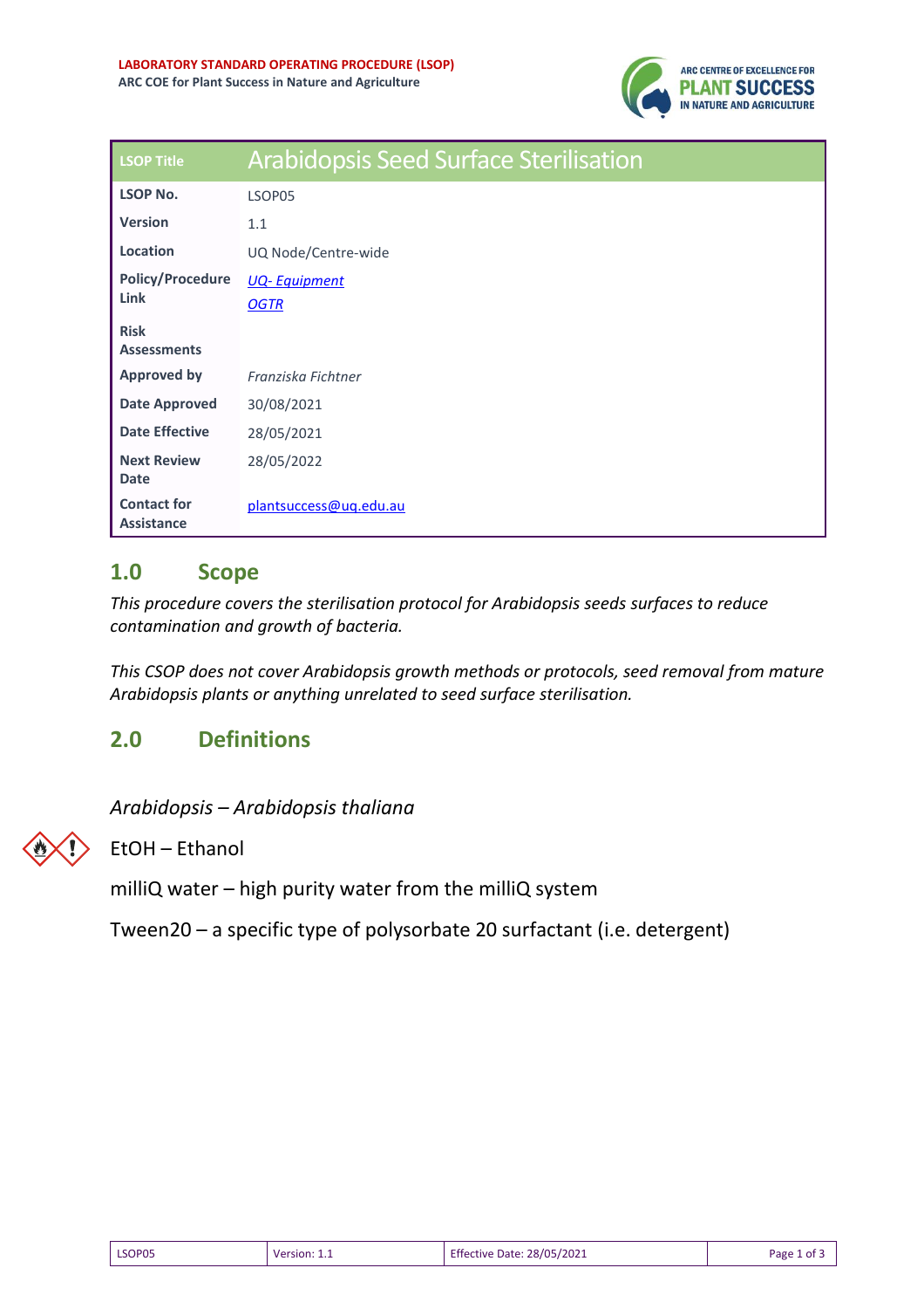**LABORATORY STANDARD OPERATING PROCEDURE (LSOP)**
**ARC COE for Plant Success in Nature and Agriculture**

| LSOP Title | Arabidopsis Seed Surface Sterilisation |
| --- | --- |
| **LSOP No.** | LSOP05 |
| **Version** | 1.1 |
| **Location** | UQ Node/Centre-wide |
| **Policy/Procedure Link** | *UQ- Equipment* *OGTR* |
| **Risk Assessments** | |
| **Approved by** | *Franziska Fichtner* |
| **Date Approved** | 30/08/2021 |
| **Date Effective** | 28/05/2021 |
| **Next Review Date** | 28/05/2022 |
| **Contact for Assistance** | plantsuccess@uq.edu.au |

## 1.0 Scope

*This procedure covers the sterilisation protocol for Arabidopsis seeds surfaces to reduce contamination and growth of bacteria.*

*This CSOP does not cover Arabidopsis growth methods or protocols, seed removal from mature Arabidopsis plants or anything unrelated to seed surface sterilisation.*

## 2.0 Definitions

*Arabidopsis – Arabidopsis thaliana*

EtOH – Ethanol

milliQ water – high purity water from the milliQ system

Tween20 – a specific type of polysorbate 20 surfactant (i.e. detergent)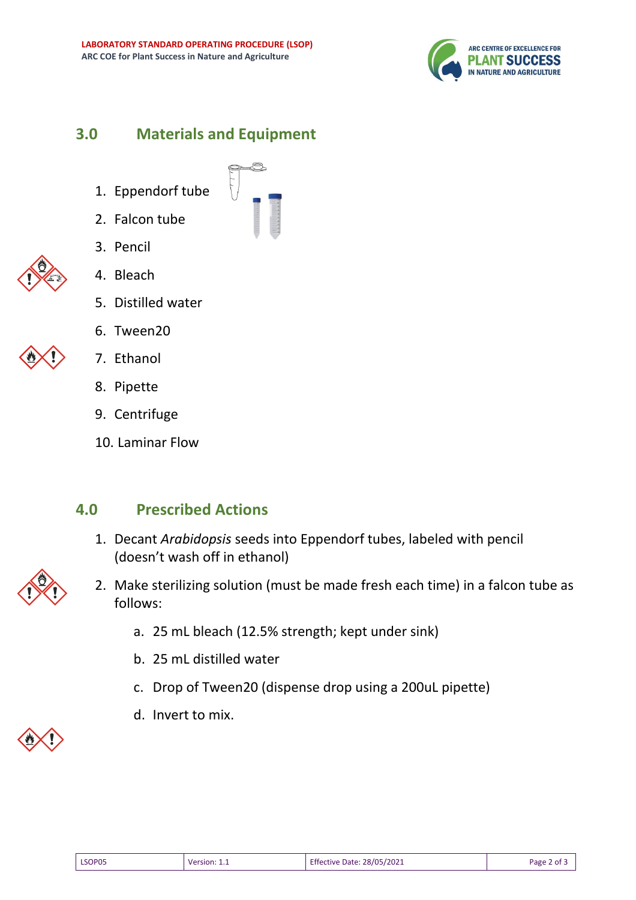## 3.0 Materials and Equipment

1. Eppendorf tube
2. Falcon tube
3. Pencil
4. Bleach
5. Distilled water
6. Tween20
7. Ethanol
8. Pipette
9. Centrifuge
10. Laminar Flow

## 4.0 Prescribed Actions

1. Decant *Arabidopsis* seeds into Eppendorf tubes, labeled with pencil (doesn't wash off in ethanol)
2. Make sterilizing solution (must be made fresh each time) in a falcon tube as follows:
    a. 25 mL bleach (12.5% strength; kept under sink)
    b. 25 mL distilled water
    c. Drop of Tween20 (dispense drop using a 200uL pipette)
    d. Invert to mix.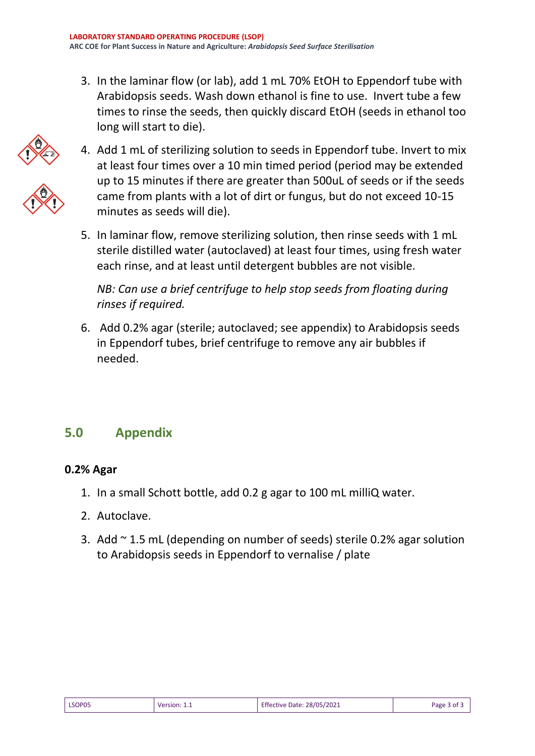3. In the laminar flow (or lab), add 1 mL 70% EtOH to Eppendorf tube with Arabidopsis seeds. Wash down ethanol is fine to use. Invert tube a few times to rinse the seeds, then quickly discard EtOH (seeds in ethanol too long will start to die).

4. Add 1 mL of sterilizing solution to seeds in Eppendorf tube. Invert to mix at least four times over a 10 min timed period (period may be extended up to 15 minutes if there are greater than 500uL of seeds or if the seeds came from plants with a lot of dirt or fungus, but do not exceed 10-15 minutes as seeds will die).

5. In laminar flow, remove sterilizing solution, then rinse seeds with 1 mL sterile distilled water (autoclaved) at least four times, using fresh water each rinse, and at least until detergent bubbles are not visible.

   *NB: Can use a brief centrifuge to help stop seeds from floating during rinses if required.*

6. Add 0.2% agar (sterile; autoclaved; see appendix) to Arabidopsis seeds in Eppendorf tubes, brief centrifuge to remove any air bubbles if needed.

## 5.0 Appendix

**0.2% Agar**

1. In a small Schott bottle, add 0.2 g agar to 100 mL milliQ water.
2. Autoclave.
3. Add ~ 1.5 mL (depending on number of seeds) sterile 0.2% agar solution to Arabidopsis seeds in Eppendorf to vernalise / plate